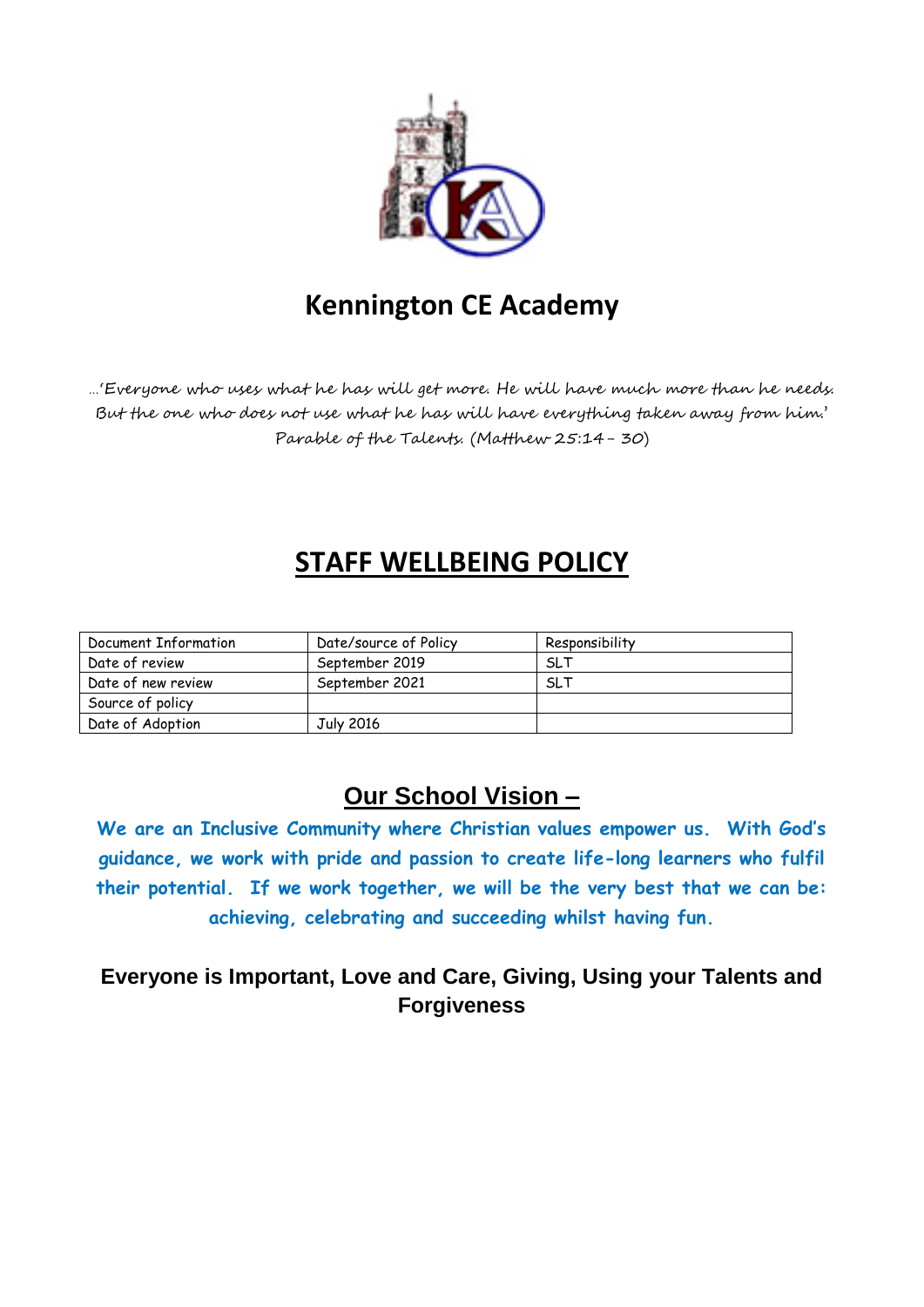# Kennington CE Academy

*…'Everyone who uses what he has will get more. He will have much more than he needs. But the one who does not use what he has will have everything taken away from him.' Parable of the Talents. (Matthew 25:14 – 30)*

# STAFF WELLBEING POLICY

| Document Information | Date/source of Policy | Responsibility |
|---|---|---|
| Date of review | September 2019 | SLT |
| Date of new review | September 2021 | SLT |
| Source of policy | | |
| Date of Adoption | July 2016 | |

## Our School Vision –

**We are an Inclusive Community where Christian values empower us. With God's guidance, we work with pride and passion to create life-long learners who fulfil their potential. If we work together, we will be the very best that we can be: achieving, celebrating and succeeding whilst having fun.**

**Everyone is Important, Love and Care, Giving, Using your Talents and Forgiveness**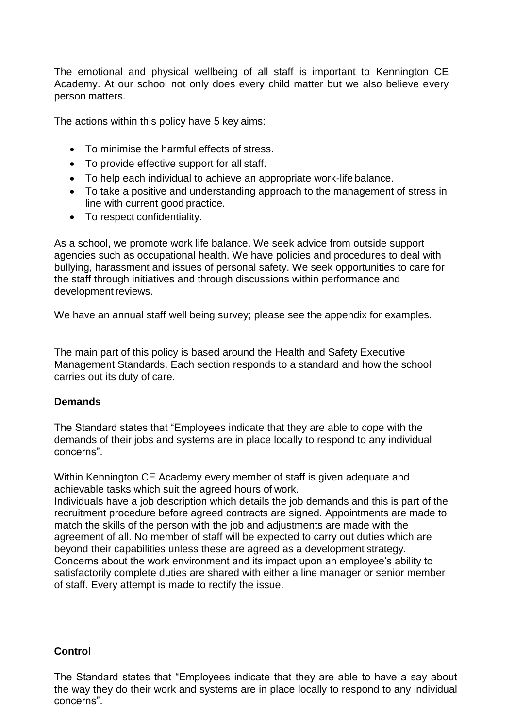The emotional and physical wellbeing of all staff is important to Kennington CE Academy. At our school not only does every child matter but we also believe every person matters.

The actions within this policy have 5 key aims:

- To minimise the harmful effects of stress.
- To provide effective support for all staff.
- To help each individual to achieve an appropriate work-life balance.
- To take a positive and understanding approach to the management of stress in line with current good practice.
- To respect confidentiality.

As a school, we promote work life balance. We seek advice from outside support agencies such as occupational health. We have policies and procedures to deal with bullying, harassment and issues of personal safety. We seek opportunities to care for the staff through initiatives and through discussions within performance and development reviews.

We have an annual staff well being survey; please see the appendix for examples.

The main part of this policy is based around the Health and Safety Executive Management Standards. Each section responds to a standard and how the school carries out its duty of care.

**Demands**

The Standard states that "Employees indicate that they are able to cope with the demands of their jobs and systems are in place locally to respond to any individual concerns".

Within Kennington CE Academy every member of staff is given adequate and achievable tasks which suit the agreed hours of work.
Individuals have a job description which details the job demands and this is part of the recruitment procedure before agreed contracts are signed. Appointments are made to match the skills of the person with the job and adjustments are made with the agreement of all. No member of staff will be expected to carry out duties which are beyond their capabilities unless these are agreed as a development strategy. Concerns about the work environment and its impact upon an employee's ability to satisfactorily complete duties are shared with either a line manager or senior member of staff. Every attempt is made to rectify the issue.

**Control**

The Standard states that "Employees indicate that they are able to have a say about the way they do their work and systems are in place locally to respond to any individual concerns".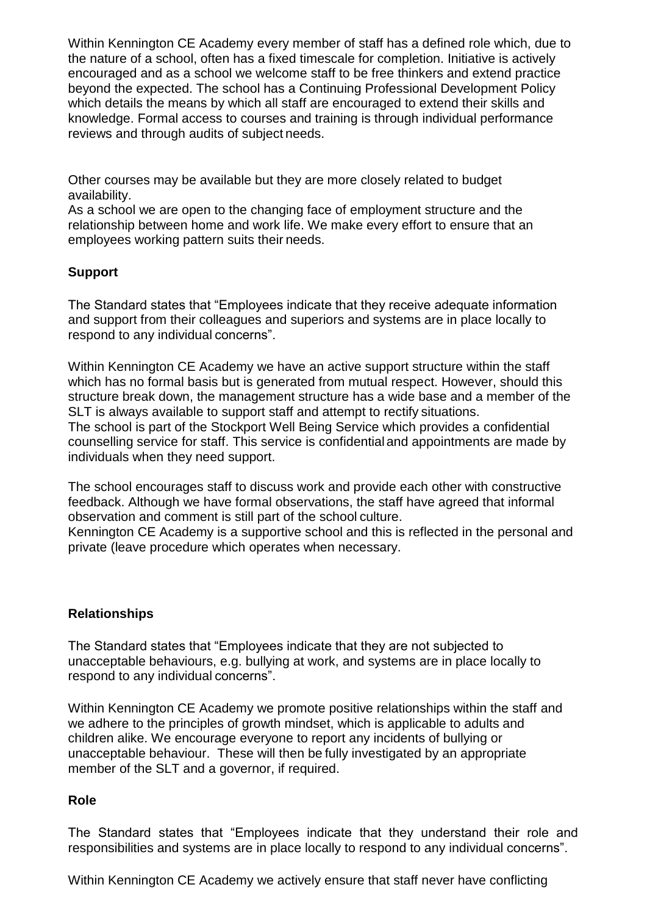Within Kennington CE Academy every member of staff has a defined role which, due to the nature of a school, often has a fixed timescale for completion. Initiative is actively encouraged and as a school we welcome staff to be free thinkers and extend practice beyond the expected. The school has a Continuing Professional Development Policy which details the means by which all staff are encouraged to extend their skills and knowledge. Formal access to courses and training is through individual performance reviews and through audits of subject needs.

Other courses may be available but they are more closely related to budget availability.
As a school we are open to the changing face of employment structure and the relationship between home and work life. We make every effort to ensure that an employees working pattern suits their needs.

## Support

The Standard states that "Employees indicate that they receive adequate information and support from their colleagues and superiors and systems are in place locally to respond to any individual concerns".

Within Kennington CE Academy we have an active support structure within the staff which has no formal basis but is generated from mutual respect. However, should this structure break down, the management structure has a wide base and a member of the SLT is always available to support staff and attempt to rectify situations.
The school is part of the Stockport Well Being Service which provides a confidential counselling service for staff. This service is confidential and appointments are made by individuals when they need support.

The school encourages staff to discuss work and provide each other with constructive feedback. Although we have formal observations, the staff have agreed that informal observation and comment is still part of the school culture.
Kennington CE Academy is a supportive school and this is reflected in the personal and private (leave procedure which operates when necessary.

## Relationships

The Standard states that "Employees indicate that they are not subjected to unacceptable behaviours, e.g. bullying at work, and systems are in place locally to respond to any individual concerns".

Within Kennington CE Academy we promote positive relationships within the staff and we adhere to the principles of growth mindset, which is applicable to adults and children alike. We encourage everyone to report any incidents of bullying or unacceptable behaviour. These will then be fully investigated by an appropriate member of the SLT and a governor, if required.

## Role

The Standard states that "Employees indicate that they understand their role and responsibilities and systems are in place locally to respond to any individual concerns".

Within Kennington CE Academy we actively ensure that staff never have conflicting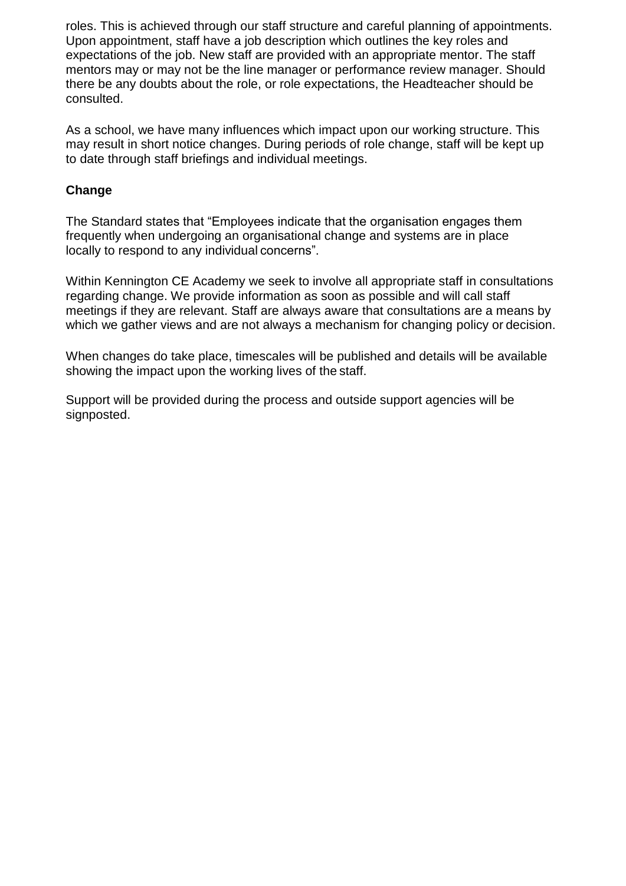roles. This is achieved through our staff structure and careful planning of appointments. Upon appointment, staff have a job description which outlines the key roles and expectations of the job. New staff are provided with an appropriate mentor. The staff mentors may or may not be the line manager or performance review manager. Should there be any doubts about the role, or role expectations, the Headteacher should be consulted.

As a school, we have many influences which impact upon our working structure. This may result in short notice changes. During periods of role change, staff will be kept up to date through staff briefings and individual meetings.

**Change**

The Standard states that "Employees indicate that the organisation engages them frequently when undergoing an organisational change and systems are in place locally to respond to any individual concerns".

Within Kennington CE Academy we seek to involve all appropriate staff in consultations regarding change. We provide information as soon as possible and will call staff meetings if they are relevant. Staff are always aware that consultations are a means by which we gather views and are not always a mechanism for changing policy or decision.

When changes do take place, timescales will be published and details will be available showing the impact upon the working lives of the staff.

Support will be provided during the process and outside support agencies will be signposted.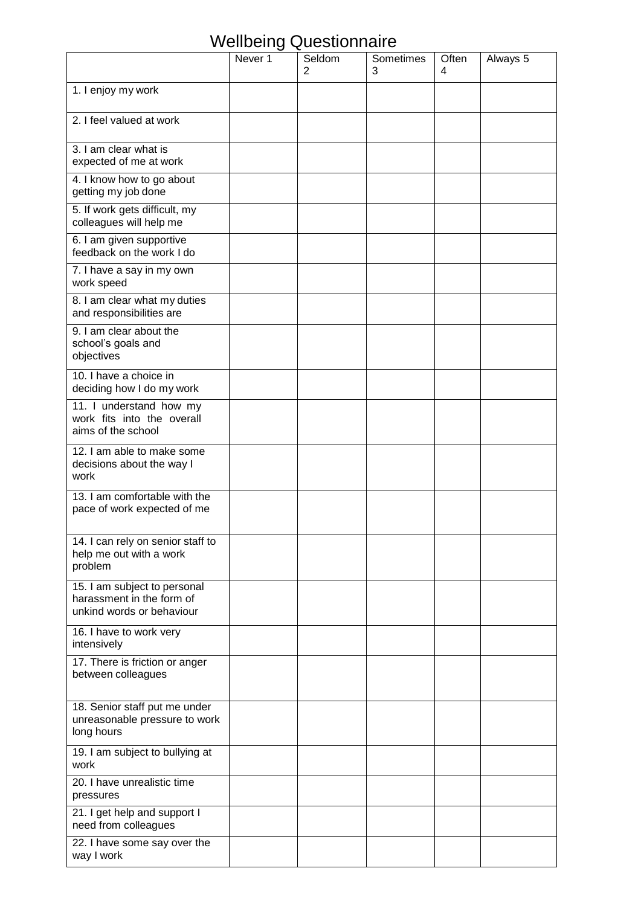# Wellbeing Questionnaire

| | Never 1 | Seldom 2 | Sometimes 3 | Often 4 | Always 5 |
|---|---|---|---|---|---|
| 1. I enjoy my work | | | | | |
| 2. I feel valued at work | | | | | |
| 3. I am clear what is expected of me at work | | | | | |
| 4. I know how to go about getting my job done | | | | | |
| 5. If work gets difficult, my colleagues will help me | | | | | |
| 6. I am given supportive feedback on the work I do | | | | | |
| 7. I have a say in my own work speed | | | | | |
| 8. I am clear what my duties and responsibilities are | | | | | |
| 9. I am clear about the school's goals and objectives | | | | | |
| 10. I have a choice in deciding how I do my work | | | | | |
| 11. I understand how my work fits into the overall aims of the school | | | | | |
| 12. I am able to make some decisions about the way I work | | | | | |
| 13. I am comfortable with the pace of work expected of me | | | | | |
| 14. I can rely on senior staff to help me out with a work problem | | | | | |
| 15. I am subject to personal harassment in the form of unkind words or behaviour | | | | | |
| 16. I have to work very intensively | | | | | |
| 17. There is friction or anger between colleagues | | | | | |
| 18. Senior staff put me under unreasonable pressure to work long hours | | | | | |
| 19. I am subject to bullying at work | | | | | |
| 20. I have unrealistic time pressures | | | | | |
| 21. I get help and support I need from colleagues | | | | | |
| 22. I have some say over the way I work | | | | | |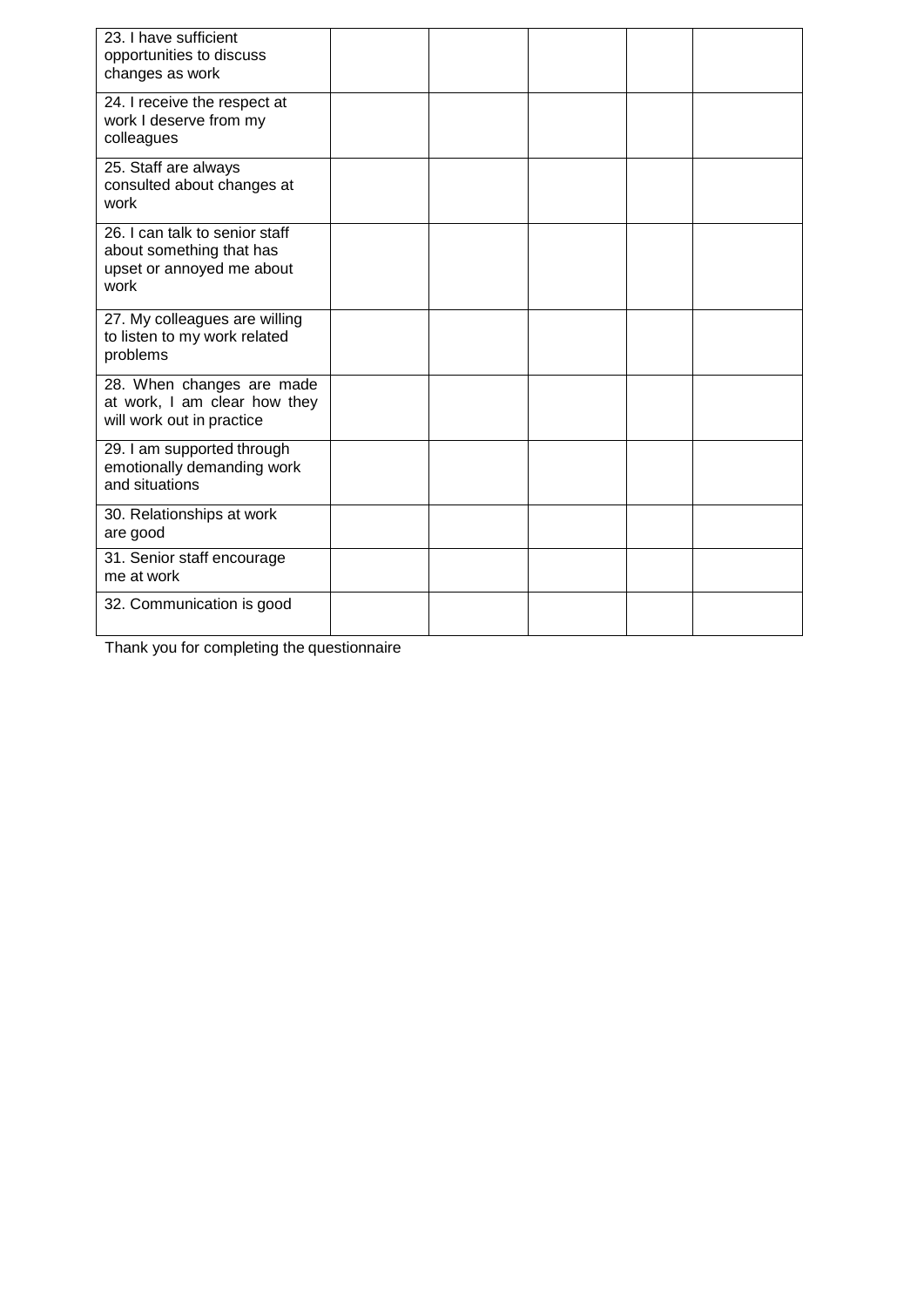| | | | | | |
|---|---|---|---|---|---|
| 23. I have sufficient opportunities to discuss changes as work | | | | | |
| 24. I receive the respect at work I deserve from my colleagues | | | | | |
| 25. Staff are always consulted about changes at work | | | | | |
| 26. I can talk to senior staff about something that has upset or annoyed me about work | | | | | |
| 27. My colleagues are willing to listen to my work related problems | | | | | |
| 28. When changes are made at work, I am clear how they will work out in practice | | | | | |
| 29. I am supported through emotionally demanding work and situations | | | | | |
| 30. Relationships at work are good | | | | | |
| 31. Senior staff encourage me at work | | | | | |
| 32. Communication is good | | | | | |

Thank you for completing the questionnaire